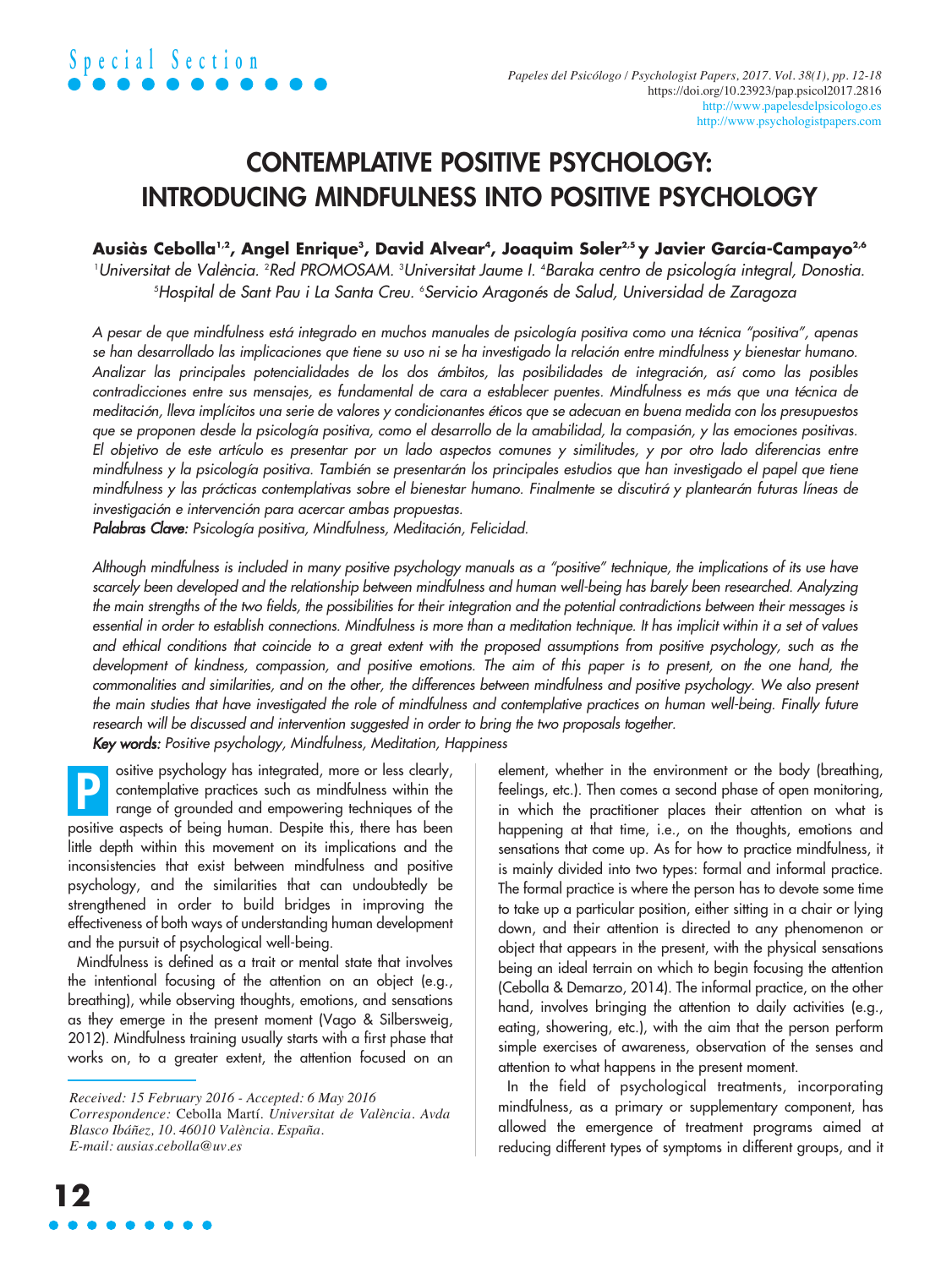Special Section

# CONTEMPLATIVE POSITIVE PSYCHOLOGY: INTRODUCING MINDFULNESS INTO POSITIVE PSYCHOLOGY

**Ausiàs Cebolla[1,2], Angel Enrique[3], David Alvear[4], Joaquim Soler[2,5] y Javier García-Campayo[2,6]**

[1]Universitat de València. [2]Red PROMOSAM. [3]Universitat Jaume I. [4]Baraka centro de psicología integral, Donostia. [5]Hospital de Sant Pau i La Santa Creu. [6]Servicio Aragonés de Salud, Universidad de Zaragoza

*A pesar de que mindfulness está integrado en muchos manuales de psicología positiva como una técnica "positiva", apenas se han desarrollado las implicaciones que tiene su uso ni se ha investigado la relación entre mindfulness y bienestar humano. Analizar las principales potencialidades de los dos ámbitos, las posibilidades de integración, así como las posibles contradicciones entre sus mensajes, es fundamental de cara a establecer puentes. Mindfulness es más que una técnica de meditación, lleva implícitos una serie de valores y condicionantes éticos que se adecuan en buena medida con los presupuestos que se proponen desde la psicología positiva, como el desarrollo de la amabilidad, la compasión, y las emociones positivas. El objetivo de este artículo es presentar por un lado aspectos comunes y similitudes, y por otro lado diferencias entre mindfulness y la psicología positiva. También se presentarán los principales estudios que han investigado el papel que tiene mindfulness y las prácticas contemplativas sobre el bienestar humano. Finalmente se discutirá y plantearán futuras líneas de investigación e intervención para acercar ambas propuestas.*

***Palabras Clave:*** *Psicología positiva, Mindfulness, Meditación, Felicidad.*

*Although mindfulness is included in many positive psychology manuals as a "positive" technique, the implications of its use have scarcely been developed and the relationship between mindfulness and human well-being has barely been researched. Analyzing the main strengths of the two fields, the possibilities for their integration and the potential contradictions between their messages is essential in order to establish connections. Mindfulness is more than a meditation technique. It has implicit within it a set of values and ethical conditions that coincide to a great extent with the proposed assumptions from positive psychology, such as the development of kindness, compassion, and positive emotions. The aim of this paper is to present, on the one hand, the commonalities and similarities, and on the other, the differences between mindfulness and positive psychology. We also present the main studies that have investigated the role of mindfulness and contemplative practices on human well-being. Finally future research will be discussed and intervention suggested in order to bring the two proposals together.*

***Key words:*** *Positive psychology, Mindfulness, Meditation, Happiness*

Positive psychology has integrated, more or less clearly, contemplative practices such as mindfulness within the range of grounded and empowering techniques of the positive aspects of being human. Despite this, there has been little depth within this movement on its implications and the inconsistencies that exist between mindfulness and positive psychology, and the similarities that can undoubtedly be strengthened in order to build bridges in improving the effectiveness of both ways of understanding human development and the pursuit of psychological well-being.

Mindfulness is defined as a trait or mental state that involves the intentional focusing of the attention on an object (e.g., breathing), while observing thoughts, emotions, and sensations as they emerge in the present moment (Vago & Silbersweig, 2012). Mindfulness training usually starts with a first phase that works on, to a greater extent, the attention focused on an element, whether in the environment or the body (breathing, feelings, etc.). Then comes a second phase of open monitoring, in which the practitioner places their attention on what is happening at that time, i.e., on the thoughts, emotions and sensations that come up. As for how to practice mindfulness, it is mainly divided into two types: formal and informal practice. The formal practice is where the person has to devote some time to take up a particular position, either sitting in a chair or lying down, and their attention is directed to any phenomenon or object that appears in the present, with the physical sensations being an ideal terrain on which to begin focusing the attention (Cebolla & Demarzo, 2014). The informal practice, on the other hand, involves bringing the attention to daily activities (e.g., eating, showering, etc.), with the aim that the person perform simple exercises of awareness, observation of the senses and attention to what happens in the present moment.

In the field of psychological treatments, incorporating mindfulness, as a primary or supplementary component, has allowed the emergence of treatment programs aimed at reducing different types of symptoms in different groups, and it

---

*Received: 15 February 2016 - Accepted: 6 May 2016*
*Correspondence:* Cebolla Martí. *Universitat de València. Avda Blasco Ibáñez, 10. 46010 València. España.*
*E-mail: ausias.cebolla@uv.es*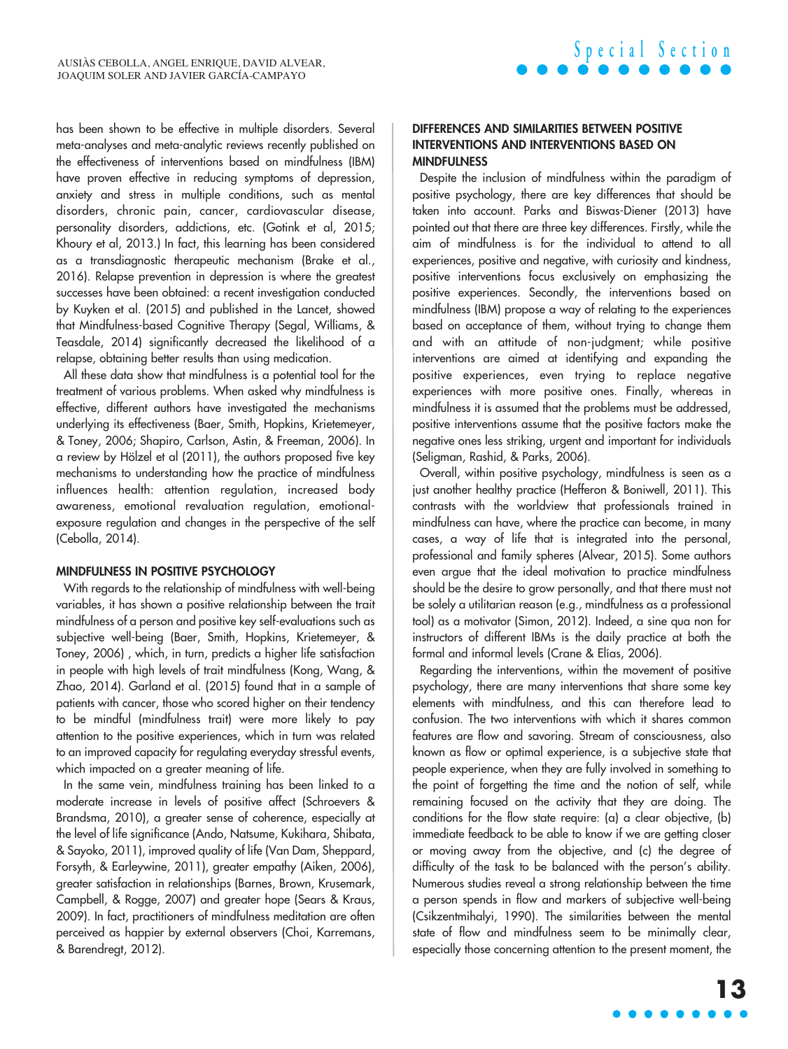has been shown to be effective in multiple disorders. Several meta-analyses and meta-analytic reviews recently published on the effectiveness of interventions based on mindfulness (IBM) have proven effective in reducing symptoms of depression, anxiety and stress in multiple conditions, such as mental disorders, chronic pain, cancer, cardiovascular disease, personality disorders, addictions, etc. (Gotink et al, 2015; Khoury et al, 2013.) In fact, this learning has been considered as a transdiagnostic therapeutic mechanism (Brake et al., 2016). Relapse prevention in depression is where the greatest successes have been obtained: a recent investigation conducted by Kuyken et al. (2015) and published in the Lancet, showed that Mindfulness-based Cognitive Therapy (Segal, Williams, & Teasdale, 2014) significantly decreased the likelihood of a relapse, obtaining better results than using medication.

All these data show that mindfulness is a potential tool for the treatment of various problems. When asked why mindfulness is effective, different authors have investigated the mechanisms underlying its effectiveness (Baer, Smith, Hopkins, Krietemeyer, & Toney, 2006; Shapiro, Carlson, Astin, & Freeman, 2006). In a review by Hölzel et al (2011), the authors proposed five key mechanisms to understanding how the practice of mindfulness influences health: attention regulation, increased body awareness, emotional revaluation regulation, emotional-exposure regulation and changes in the perspective of the self (Cebolla, 2014).

## MINDFULNESS IN POSITIVE PSYCHOLOGY

With regards to the relationship of mindfulness with well-being variables, it has shown a positive relationship between the trait mindfulness of a person and positive key self-evaluations such as subjective well-being (Baer, Smith, Hopkins, Krietemeyer, & Toney, 2006) , which, in turn, predicts a higher life satisfaction in people with high levels of trait mindfulness (Kong, Wang, & Zhao, 2014). Garland et al. (2015) found that in a sample of patients with cancer, those who scored higher on their tendency to be mindful (mindfulness trait) were more likely to pay attention to the positive experiences, which in turn was related to an improved capacity for regulating everyday stressful events, which impacted on a greater meaning of life.

In the same vein, mindfulness training has been linked to a moderate increase in levels of positive affect (Schroevers & Brandsma, 2010), a greater sense of coherence, especially at the level of life significance (Ando, Natsume, Kukihara, Shibata, & Sayoko, 2011), improved quality of life (Van Dam, Sheppard, Forsyth, & Earleywine, 2011), greater empathy (Aiken, 2006), greater satisfaction in relationships (Barnes, Brown, Krusemark, Campbell, & Rogge, 2007) and greater hope (Sears & Kraus, 2009). In fact, practitioners of mindfulness meditation are often perceived as happier by external observers (Choi, Karremans, & Barendregt, 2012).

## DIFFERENCES AND SIMILARITIES BETWEEN POSITIVE INTERVENTIONS AND INTERVENTIONS BASED ON MINDFULNESS

Despite the inclusion of mindfulness within the paradigm of positive psychology, there are key differences that should be taken into account. Parks and Biswas-Diener (2013) have pointed out that there are three key differences. Firstly, while the aim of mindfulness is for the individual to attend to all experiences, positive and negative, with curiosity and kindness, positive interventions focus exclusively on emphasizing the positive experiences. Secondly, the interventions based on mindfulness (IBM) propose a way of relating to the experiences based on acceptance of them, without trying to change them and with an attitude of non-judgment; while positive interventions are aimed at identifying and expanding the positive experiences, even trying to replace negative experiences with more positive ones. Finally, whereas in mindfulness it is assumed that the problems must be addressed, positive interventions assume that the positive factors make the negative ones less striking, urgent and important for individuals (Seligman, Rashid, & Parks, 2006).

Overall, within positive psychology, mindfulness is seen as a just another healthy practice (Hefferon & Boniwell, 2011). This contrasts with the worldview that professionals trained in mindfulness can have, where the practice can become, in many cases, a way of life that is integrated into the personal, professional and family spheres (Alvear, 2015). Some authors even argue that the ideal motivation to practice mindfulness should be the desire to grow personally, and that there must not be solely a utilitarian reason (e.g., mindfulness as a professional tool) as a motivator (Simon, 2012). Indeed, a sine qua non for instructors of different IBMs is the daily practice at both the formal and informal levels (Crane & Elias, 2006).

Regarding the interventions, within the movement of positive psychology, there are many interventions that share some key elements with mindfulness, and this can therefore lead to confusion. The two interventions with which it shares common features are flow and savoring. Stream of consciousness, also known as flow or optimal experience, is a subjective state that people experience, when they are fully involved in something to the point of forgetting the time and the notion of self, while remaining focused on the activity that they are doing. The conditions for the flow state require: (a) a clear objective, (b) immediate feedback to be able to know if we are getting closer or moving away from the objective, and (c) the degree of difficulty of the task to be balanced with the person's ability. Numerous studies reveal a strong relationship between the time a person spends in flow and markers of subjective well-being (Csikzentmihalyi, 1990). The similarities between the mental state of flow and mindfulness seem to be minimally clear, especially those concerning attention to the present moment, the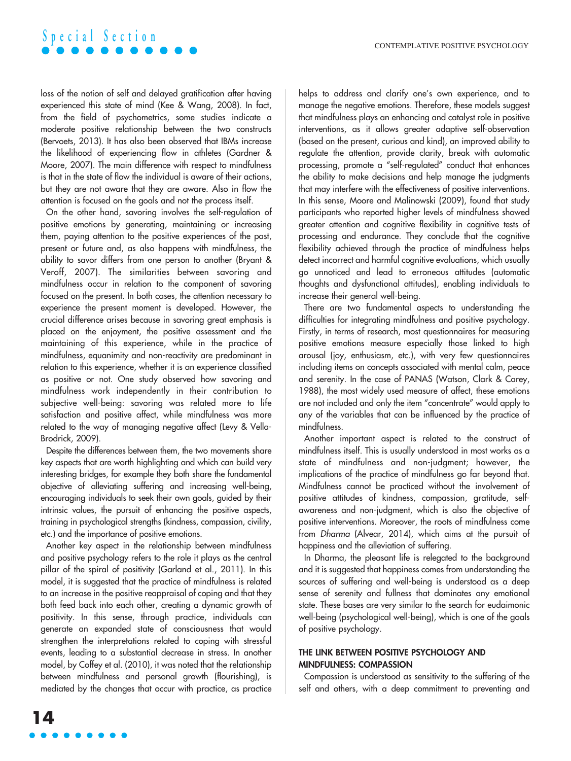loss of the notion of self and delayed gratification after having experienced this state of mind (Kee & Wang, 2008). In fact, from the field of psychometrics, some studies indicate a moderate positive relationship between the two constructs (Bervoets, 2013). It has also been observed that IBMs increase the likelihood of experiencing flow in athletes (Gardner & Moore, 2007). The main difference with respect to mindfulness is that in the state of flow the individual is aware of their actions, but they are not aware that they are aware. Also in flow the attention is focused on the goals and not the process itself.

On the other hand, savoring involves the self-regulation of positive emotions by generating, maintaining or increasing them, paying attention to the positive experiences of the past, present or future and, as also happens with mindfulness, the ability to savor differs from one person to another (Bryant & Veroff, 2007). The similarities between savoring and mindfulness occur in relation to the component of savoring focused on the present. In both cases, the attention necessary to experience the present moment is developed. However, the crucial difference arises because in savoring great emphasis is placed on the enjoyment, the positive assessment and the maintaining of this experience, while in the practice of mindfulness, equanimity and non-reactivity are predominant in relation to this experience, whether it is an experience classified as positive or not. One study observed how savoring and mindfulness work independently in their contribution to subjective well-being: savoring was related more to life satisfaction and positive affect, while mindfulness was more related to the way of managing negative affect (Levy & Vella-Brodrick, 2009).

Despite the differences between them, the two movements share key aspects that are worth highlighting and which can build very interesting bridges, for example they both share the fundamental objective of alleviating suffering and increasing well-being, encouraging individuals to seek their own goals, guided by their intrinsic values, the pursuit of enhancing the positive aspects, training in psychological strengths (kindness, compassion, civility, etc.) and the importance of positive emotions.

Another key aspect in the relationship between mindfulness and positive psychology refers to the role it plays as the central pillar of the spiral of positivity (Garland et al., 2011). In this model, it is suggested that the practice of mindfulness is related to an increase in the positive reappraisal of coping and that they both feed back into each other, creating a dynamic growth of positivity. In this sense, through practice, individuals can generate an expanded state of consciousness that would strengthen the interpretations related to coping with stressful events, leading to a substantial decrease in stress. In another model, by Coffey et al. (2010), it was noted that the relationship between mindfulness and personal growth (flourishing), is mediated by the changes that occur with practice, as practice helps to address and clarify one's own experience, and to manage the negative emotions. Therefore, these models suggest that mindfulness plays an enhancing and catalyst role in positive interventions, as it allows greater adaptive self-observation (based on the present, curious and kind), an improved ability to regulate the attention, provide clarity, break with automatic processing, promote a "self-regulated" conduct that enhances the ability to make decisions and help manage the judgments that may interfere with the effectiveness of positive interventions. In this sense, Moore and Malinowski (2009), found that study participants who reported higher levels of mindfulness showed greater attention and cognitive flexibility in cognitive tests of processing and endurance. They conclude that the cognitive flexibility achieved through the practice of mindfulness helps detect incorrect and harmful cognitive evaluations, which usually go unnoticed and lead to erroneous attitudes (automatic thoughts and dysfunctional attitudes), enabling individuals to increase their general well-being.

There are two fundamental aspects to understanding the difficulties for integrating mindfulness and positive psychology. Firstly, in terms of research, most questionnaires for measuring positive emotions measure especially those linked to high arousal (joy, enthusiasm, etc.), with very few questionnaires including items on concepts associated with mental calm, peace and serenity. In the case of PANAS (Watson, Clark & Carey, 1988), the most widely used measure of affect, these emotions are not included and only the item "concentrate" would apply to any of the variables that can be influenced by the practice of mindfulness.

Another important aspect is related to the construct of mindfulness itself. This is usually understood in most works as a state of mindfulness and non-judgment; however, the implications of the practice of mindfulness go far beyond that. Mindfulness cannot be practiced without the involvement of positive attitudes of kindness, compassion, gratitude, self-awareness and non-judgment, which is also the objective of positive interventions. Moreover, the roots of mindfulness come from *Dharma* (Alvear, 2014), which aims at the pursuit of happiness and the alleviation of suffering.

In Dharma, the pleasant life is relegated to the background and it is suggested that happiness comes from understanding the sources of suffering and well-being is understood as a deep sense of serenity and fullness that dominates any emotional state. These bases are very similar to the search for eudaimonic well-being (psychological well-being), which is one of the goals of positive psychology.

## THE LINK BETWEEN POSITIVE PSYCHOLOGY AND MINDFULNESS: COMPASSION

Compassion is understood as sensitivity to the suffering of the self and others, with a deep commitment to preventing and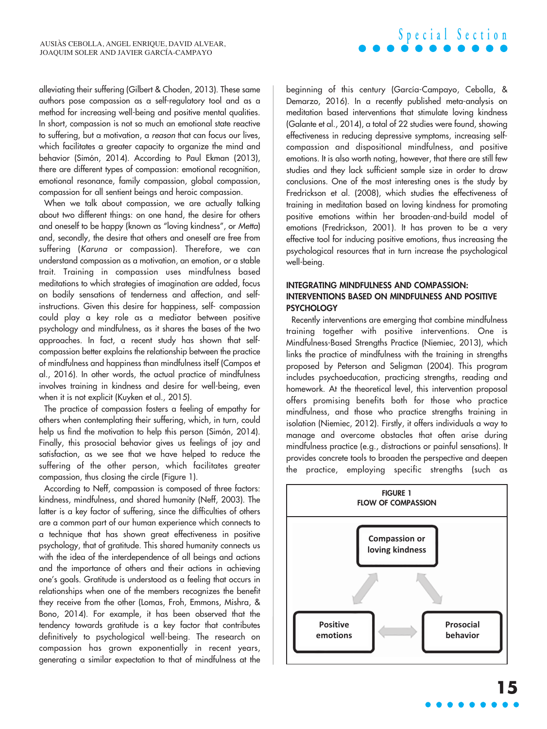alleviating their suffering (Gilbert & Choden, 2013). These same authors pose compassion as a self-regulatory tool and as a method for increasing well-being and positive mental qualities. In short, compassion is not so much an emotional state reactive to suffering, but a motivation, a *reason* that can focus our lives, which facilitates a greater capacity to organize the mind and behavior (Simón, 2014). According to Paul Ekman (2013), there are different types of compassion: emotional recognition, emotional resonance, family compassion, global compassion, compassion for all sentient beings and heroic compassion.

When we talk about compassion, we are actually talking about two different things: on one hand, the desire for others and oneself to be happy (known as "loving kindness", or *Metta*) and, secondly, the desire that others and oneself are free from suffering (*Karuna* or compassion). Therefore, we can understand compassion as a motivation, an emotion, or a stable trait. Training in compassion uses mindfulness based meditations to which strategies of imagination are added, focus on bodily sensations of tenderness and affection, and self-instructions. Given this desire for happiness, self- compassion could play a key role as a mediator between positive psychology and mindfulness, as it shares the bases of the two approaches. In fact, a recent study has shown that self-compassion better explains the relationship between the practice of mindfulness and happiness than mindfulness itself (Campos et al., 2016). In other words, the actual practice of mindfulness involves training in kindness and desire for well-being, even when it is not explicit (Kuyken et al., 2015).

The practice of compassion fosters a feeling of empathy for others when contemplating their suffering, which, in turn, could help us find the motivation to help this person (Simón, 2014). Finally, this prosocial behavior gives us feelings of joy and satisfaction, as we see that we have helped to reduce the suffering of the other person, which facilitates greater compassion, thus closing the circle (Figure 1).

According to Neff, compassion is composed of three factors: kindness, mindfulness, and shared humanity (Neff, 2003). The latter is a key factor of suffering, since the difficulties of others are a common part of our human experience which connects to a technique that has shown great effectiveness in positive psychology, that of gratitude. This shared humanity connects us with the idea of the interdependence of all beings and actions and the importance of others and their actions in achieving one's goals. Gratitude is understood as a feeling that occurs in relationships when one of the members recognizes the benefit they receive from the other (Lomas, Froh, Emmons, Mishra, & Bono, 2014). For example, it has been observed that the tendency towards gratitude is a key factor that contributes definitively to psychological well-being. The research on compassion has grown exponentially in recent years, generating a similar expectation to that of mindfulness at the beginning of this century (García-Campayo, Cebolla, & Demarzo, 2016). In a recently published meta-analysis on meditation based interventions that stimulate loving kindness (Galante et al., 2014), a total of 22 studies were found, showing effectiveness in reducing depressive symptoms, increasing self-compassion and dispositional mindfulness, and positive emotions. It is also worth noting, however, that there are still few studies and they lack sufficient sample size in order to draw conclusions. One of the most interesting ones is the study by Fredrickson et al. (2008), which studies the effectiveness of training in meditation based on loving kindness for promoting positive emotions within her broaden-and-build model of emotions (Fredrickson, 2001). It has proven to be a very effective tool for inducing positive emotions, thus increasing the psychological resources that in turn increase the psychological well-being.

## INTEGRATING MINDFULNESS AND COMPASSION: INTERVENTIONS BASED ON MINDFULNESS AND POSITIVE PSYCHOLOGY

Recently interventions are emerging that combine mindfulness training together with positive interventions. One is Mindfulness-Based Strengths Practice (Niemiec, 2013), which links the practice of mindfulness with the training in strengths proposed by Peterson and Seligman (2004). This program includes psychoeducation, practicing strengths, reading and homework. At the theoretical level, this intervention proposal offers promising benefits both for those who practice mindfulness, and those who practice strengths training in isolation (Niemiec, 2012). Firstly, it offers individuals a way to manage and overcome obstacles that often arise during mindfulness practice (e.g., distractions or painful sensations). It provides concrete tools to broaden the perspective and deepen the practice, employing specific strengths (such as

**FIGURE 1**
**FLOW OF COMPASSION**

Compassion or loving kindness ↔ Positive emotions ↔ Prosocial behavior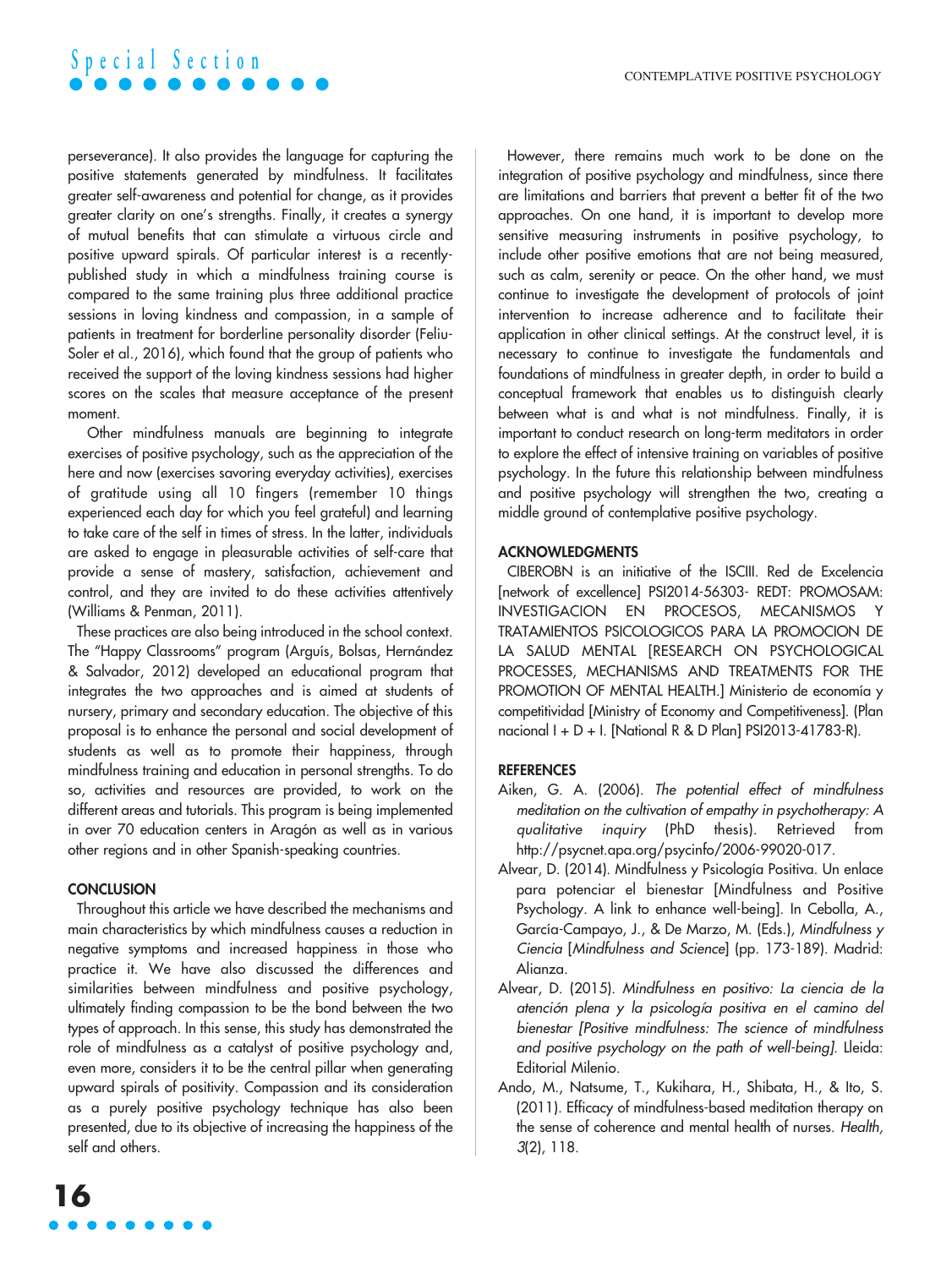perseverance). It also provides the language for capturing the positive statements generated by mindfulness. It facilitates greater self-awareness and potential for change, as it provides greater clarity on one's strengths. Finally, it creates a synergy of mutual benefits that can stimulate a virtuous circle and positive upward spirals. Of particular interest is a recently-published study in which a mindfulness training course is compared to the same training plus three additional practice sessions in loving kindness and compassion, in a sample of patients in treatment for borderline personality disorder (Feliu-Soler et al., 2016), which found that the group of patients who received the support of the loving kindness sessions had higher scores on the scales that measure acceptance of the present moment.

Other mindfulness manuals are beginning to integrate exercises of positive psychology, such as the appreciation of the here and now (exercises savoring everyday activities), exercises of gratitude using all 10 fingers (remember 10 things experienced each day for which you feel grateful) and learning to take care of the self in times of stress. In the latter, individuals are asked to engage in pleasurable activities of self-care that provide a sense of mastery, satisfaction, achievement and control, and they are invited to do these activities attentively (Williams & Penman, 2011).

These practices are also being introduced in the school context. The "Happy Classrooms" program (Arguís, Bolsas, Hernández & Salvador, 2012) developed an educational program that integrates the two approaches and is aimed at students of nursery, primary and secondary education. The objective of this proposal is to enhance the personal and social development of students as well as to promote their happiness, through mindfulness training and education in personal strengths. To do so, activities and resources are provided, to work on the different areas and tutorials. This program is being implemented in over 70 education centers in Aragón as well as in various other regions and in other Spanish-speaking countries.

## CONCLUSION

Throughout this article we have described the mechanisms and main characteristics by which mindfulness causes a reduction in negative symptoms and increased happiness in those who practice it. We have also discussed the differences and similarities between mindfulness and positive psychology, ultimately finding compassion to be the bond between the two types of approach. In this sense, this study has demonstrated the role of mindfulness as a catalyst of positive psychology and, even more, considers it to be the central pillar when generating upward spirals of positivity. Compassion and its consideration as a purely positive psychology technique has also been presented, due to its objective of increasing the happiness of the self and others.

However, there remains much work to be done on the integration of positive psychology and mindfulness, since there are limitations and barriers that prevent a better fit of the two approaches. On one hand, it is important to develop more sensitive measuring instruments in positive psychology, to include other positive emotions that are not being measured, such as calm, serenity or peace. On the other hand, we must continue to investigate the development of protocols of joint intervention to increase adherence and to facilitate their application in other clinical settings. At the construct level, it is necessary to continue to investigate the fundamentals and foundations of mindfulness in greater depth, in order to build a conceptual framework that enables us to distinguish clearly between what is and what is not mindfulness. Finally, it is important to conduct research on long-term meditators in order to explore the effect of intensive training on variables of positive psychology. In the future this relationship between mindfulness and positive psychology will strengthen the two, creating a middle ground of contemplative positive psychology.

## ACKNOWLEDGMENTS

CIBEROBN is an initiative of the ISCIII. Red de Excelencia [network of excellence] PSI2014-56303- REDT: PROMOSAM: INVESTIGACION EN PROCESOS, MECANISMOS Y TRATAMIENTOS PSICOLOGICOS PARA LA PROMOCION DE LA SALUD MENTAL [RESEARCH ON PSYCHOLOGICAL PROCESSES, MECHANISMS AND TREATMENTS FOR THE PROMOTION OF MENTAL HEALTH.] Ministerio de economía y competitividad [Ministry of Economy and Competitiveness]. (Plan nacional I + D + I. [National R & D Plan] PSI2013-41783-R).

## REFERENCES

Aiken, G. A. (2006). *The potential effect of mindfulness meditation on the cultivation of empathy in psychotherapy: A qualitative inquiry* (PhD thesis). Retrieved from http://psycnet.apa.org/psycinfo/2006-99020-017.

Alvear, D. (2014). Mindfulness y Psicología Positiva. Un enlace para potenciar el bienestar [Mindfulness and Positive Psychology. A link to enhance well-being]. In Cebolla, A., García-Campayo, J., & De Marzo, M. (Eds.), *Mindfulness y Ciencia* [*Mindfulness and Science*] (pp. 173-189). Madrid: Alianza.

Alvear, D. (2015). *Mindfulness en positivo: La ciencia de la atención plena y la psicología positiva en el camino del bienestar [Positive mindfulness: The science of mindfulness and positive psychology on the path of well-being].* Lleida: Editorial Milenio.

Ando, M., Natsume, T., Kukihara, H., Shibata, H., & Ito, S. (2011). Efficacy of mindfulness-based meditation therapy on the sense of coherence and mental health of nurses. *Health, 3*(2), 118.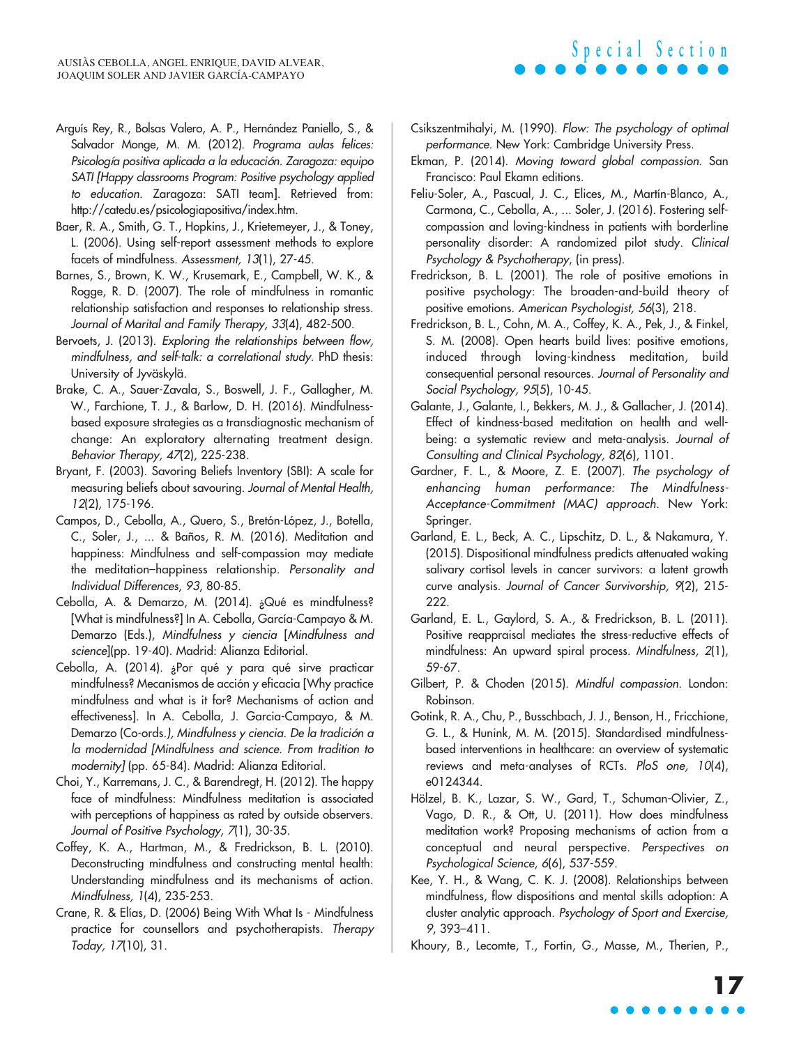Arguís Rey, R., Bolsas Valero, A. P., Hernández Paniello, S., & Salvador Monge, M. M. (2012). *Programa aulas felices: Psicología positiva aplicada a la educación. Zaragoza: equipo SATI [Happy classrooms Program: Positive psychology applied to education*. Zaragoza: SATI team]. Retrieved from: http://catedu.es/psicologiapositiva/index.htm.

Baer, R. A., Smith, G. T., Hopkins, J., Krietemeyer, J., & Toney, L. (2006). Using self-report assessment methods to explore facets of mindfulness. *Assessment, 13*(1), 27-45.

Barnes, S., Brown, K. W., Krusemark, E., Campbell, W. K., & Rogge, R. D. (2007). The role of mindfulness in romantic relationship satisfaction and responses to relationship stress. *Journal of Marital and Family Therapy, 33*(4), 482-500.

Bervoets, J. (2013). *Exploring the relationships between flow, mindfulness, and self-talk: a correlational study*. PhD thesis: University of Jyväskylä.

Brake, C. A., Sauer-Zavala, S., Boswell, J. F., Gallagher, M. W., Farchione, T. J., & Barlow, D. H. (2016). Mindfulness-based exposure strategies as a transdiagnostic mechanism of change: An exploratory alternating treatment design. *Behavior Therapy, 47*(2), 225-238.

Bryant, F. (2003). Savoring Beliefs Inventory (SBI): A scale for measuring beliefs about savouring. *Journal of Mental Health, 12*(2), 175-196.

Campos, D., Cebolla, A., Quero, S., Bretón-López, J., Botella, C., Soler, J., ... & Baños, R. M. (2016). Meditation and happiness: Mindfulness and self-compassion may mediate the meditation–happiness relationship. *Personality and Individual Differences*, *93*, 80-85.

Cebolla, A. & Demarzo, M. (2014). ¿Qué es mindfulness? [What is mindfulness?] In A. Cebolla, García-Campayo & M. Demarzo (Eds.), *Mindfulness y ciencia* [*Mindfulness and science*](pp. 19-40). Madrid: Alianza Editorial.

Cebolla, A. (2014). ¿Por qué y para qué sirve practicar mindfulness? Mecanismos de acción y eficacia [Why practice mindfulness and what is it for? Mechanisms of action and effectiveness]. In A. Cebolla, J. Garcia-Campayo, & M. Demarzo (Co-ords.*), Mindfulness y ciencia. De la tradición a la modernidad [Mindfulness and science. From tradition to modernity]* (pp. 65-84). Madrid: Alianza Editorial.

Choi, Y., Karremans, J. C., & Barendregt, H. (2012). The happy face of mindfulness: Mindfulness meditation is associated with perceptions of happiness as rated by outside observers. *Journal of Positive Psychology, 7*(1), 30-35.

Coffey, K. A., Hartman, M., & Fredrickson, B. L. (2010). Deconstructing mindfulness and constructing mental health: Understanding mindfulness and its mechanisms of action. *Mindfulness, 1*(4), 235-253.

Crane, R. & Elías, D. (2006) Being With What Is - Mindfulness practice for counsellors and psychotherapists. *Therapy Today, 17*(10), 31.

Csikszentmihalyi, M. (1990). *Flow: The psychology of optimal performance*. New York: Cambridge University Press.

Ekman, P. (2014). *Moving toward global compassion*. San Francisco: Paul Ekamn editions.

Feliu-Soler, A., Pascual, J. C., Elices, M., Martín-Blanco, A., Carmona, C., Cebolla, A., ... Soler, J. (2016). Fostering self-compassion and loving-kindness in patients with borderline personality disorder: A randomized pilot study. *Clinical Psychology & Psychotherapy*, (in press).

Fredrickson, B. L. (2001). The role of positive emotions in positive psychology: The broaden-and-build theory of positive emotions. *American Psychologist, 56*(3), 218.

Fredrickson, B. L., Cohn, M. A., Coffey, K. A., Pek, J., & Finkel, S. M. (2008). Open hearts build lives: positive emotions, induced through loving-kindness meditation, build consequential personal resources. *Journal of Personality and Social Psychology, 95*(5), 10-45.

Galante, J., Galante, I., Bekkers, M. J., & Gallacher, J. (2014). Effect of kindness-based meditation on health and well-being: a systematic review and meta-analysis. *Journal of Consulting and Clinical Psychology, 82*(6), 1101.

Gardner, F. L., & Moore, Z. E. (2007). *The psychology of enhancing human performance: The Mindfulness-Acceptance-Commitment (MAC) approach*. New York: Springer.

Garland, E. L., Beck, A. C., Lipschitz, D. L., & Nakamura, Y. (2015). Dispositional mindfulness predicts attenuated waking salivary cortisol levels in cancer survivors: a latent growth curve analysis. *Journal of Cancer Survivorship, 9*(2), 215-222.

Garland, E. L., Gaylord, S. A., & Fredrickson, B. L. (2011). Positive reappraisal mediates the stress-reductive effects of mindfulness: An upward spiral process. *Mindfulness, 2*(1), 59-67.

Gilbert, P. & Choden (2015). *Mindful compassion*. London: Robinson.

Gotink, R. A., Chu, P., Busschbach, J. J., Benson, H., Fricchione, G. L., & Hunink, M. M. (2015). Standardised mindfulness-based interventions in healthcare: an overview of systematic reviews and meta-analyses of RCTs. *PloS one, 10*(4), e0124344.

Hölzel, B. K., Lazar, S. W., Gard, T., Schuman-Olivier, Z., Vago, D. R., & Ott, U. (2011). How does mindfulness meditation work? Proposing mechanisms of action from a conceptual and neural perspective. *Perspectives on Psychological Science, 6*(6), 537-559.

Kee, Y. H., & Wang, C. K. J. (2008). Relationships between mindfulness, flow dispositions and mental skills adoption: A cluster analytic approach. *Psychology of Sport and Exercise, 9*, 393–411.

Khoury, B., Lecomte, T., Fortin, G., Masse, M., Therien, P.,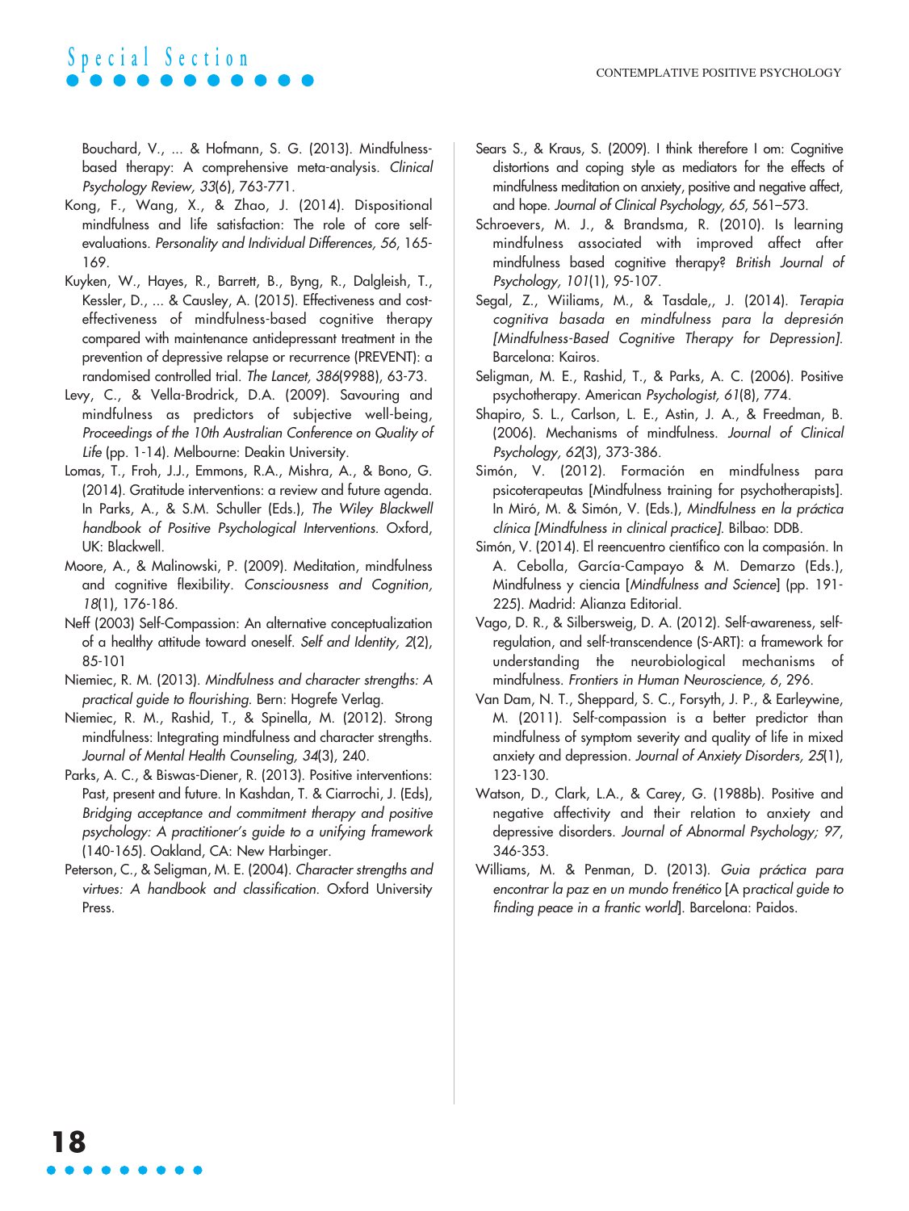Bouchard, V., ... & Hofmann, S. G. (2013). Mindfulness-based therapy: A comprehensive meta-analysis. *Clinical Psychology Review, 33*(6), 763-771.

Kong, F., Wang, X., & Zhao, J. (2014). Dispositional mindfulness and life satisfaction: The role of core self-evaluations. *Personality and Individual Differences, 56*, 165-169.

Kuyken, W., Hayes, R., Barrett, B., Byng, R., Dalgleish, T., Kessler, D., ... & Causley, A. (2015). Effectiveness and cost-effectiveness of mindfulness-based cognitive therapy compared with maintenance antidepressant treatment in the prevention of depressive relapse or recurrence (PREVENT): a randomised controlled trial. *The Lancet, 386*(9988), 63-73.

Levy, C., & Vella-Brodrick, D.A. (2009). Savouring and mindfulness as predictors of subjective well-being, *Proceedings of the 10th Australian Conference on Quality of Life* (pp. 1-14). Melbourne: Deakin University.

Lomas, T., Froh, J.J., Emmons, R.A., Mishra, A., & Bono, G. (2014). Gratitude interventions: a review and future agenda. In Parks, A., & S.M. Schuller (Eds.), *The Wiley Blackwell handbook of Positive Psychological Interventions*. Oxford, UK: Blackwell.

Moore, A., & Malinowski, P. (2009). Meditation, mindfulness and cognitive flexibility. *Consciousness and Cognition, 18*(1), 176-186.

Neff (2003) Self-Compassion: An alternative conceptualization of a healthy attitude toward oneself. *Self and Identity, 2*(2), 85-101

Niemiec, R. M. (2013). *Mindfulness and character strengths: A practical guide to flourishing*. Bern: Hogrefe Verlag.

Niemiec, R. M., Rashid, T., & Spinella, M. (2012). Strong mindfulness: Integrating mindfulness and character strengths. *Journal of Mental Health Counseling, 34*(3), 240.

Parks, A. C., & Biswas-Diener, R. (2013). Positive interventions: Past, present and future. In Kashdan, T. & Ciarrochi, J. (Eds), *Bridging acceptance and commitment therapy and positive psychology: A practitioner's guide to a unifying framework* (140-165). Oakland, CA: New Harbinger.

Peterson, C., & Seligman, M. E. (2004). *Character strengths and virtues: A handbook and classification*. Oxford University Press.

Sears S., & Kraus, S. (2009). I think therefore I om: Cognitive distortions and coping style as mediators for the effects of mindfulness meditation on anxiety, positive and negative affect, and hope. *Journal of Clinical Psychology, 65*, 561–573.

Schroevers, M. J., & Brandsma, R. (2010). Is learning mindfulness associated with improved affect after mindfulness based cognitive therapy? *British Journal of Psychology, 101*(1), 95-107.

Segal, Z., Wiiliams, M., & Tasdale,, J. (2014). *Terapia cognitiva basada en mindfulness para la depresión [Mindfulness-Based Cognitive Therapy for Depression]*. Barcelona: Kairos.

Seligman, M. E., Rashid, T., & Parks, A. C. (2006). Positive psychotherapy. American *Psychologist, 61*(8), 774.

Shapiro, S. L., Carlson, L. E., Astin, J. A., & Freedman, B. (2006). Mechanisms of mindfulness. *Journal of Clinical Psychology, 62*(3), 373-386.

Simón, V. (2012). Formación en mindfulness para psicoterapeutas [Mindfulness training for psychotherapists]. In Miró, M. & Simón, V. (Eds.), *Mindfulness en la práctica clínica [Mindfulness in clinical practice]*. Bilbao: DDB.

Simón, V. (2014). El reencuentro científico con la compasión. In A. Cebolla, García-Campayo & M. Demarzo (Eds.), Mindfulness y ciencia [*Mindfulness and Science*] (pp. 191-225). Madrid: Alianza Editorial.

Vago, D. R., & Silbersweig, D. A. (2012). Self-awareness, self-regulation, and self-transcendence (S-ART): a framework for understanding the neurobiological mechanisms of mindfulness. *Frontiers in Human Neuroscience, 6*, 296.

Van Dam, N. T., Sheppard, S. C., Forsyth, J. P., & Earleywine, M. (2011). Self-compassion is a better predictor than mindfulness of symptom severity and quality of life in mixed anxiety and depression. *Journal of Anxiety Disorders, 25*(1), 123-130.

Watson, D., Clark, L.A., & Carey, G. (1988b). Positive and negative affectivity and their relation to anxiety and depressive disorders. *Journal of Abnormal Psychology; 97*, 346-353.

Williams, M. & Penman, D. (2013). *Guia práctica para encontrar la paz en un mundo frenético* [A *practical guide to finding peace in a frantic world*]. Barcelona: Paidos.